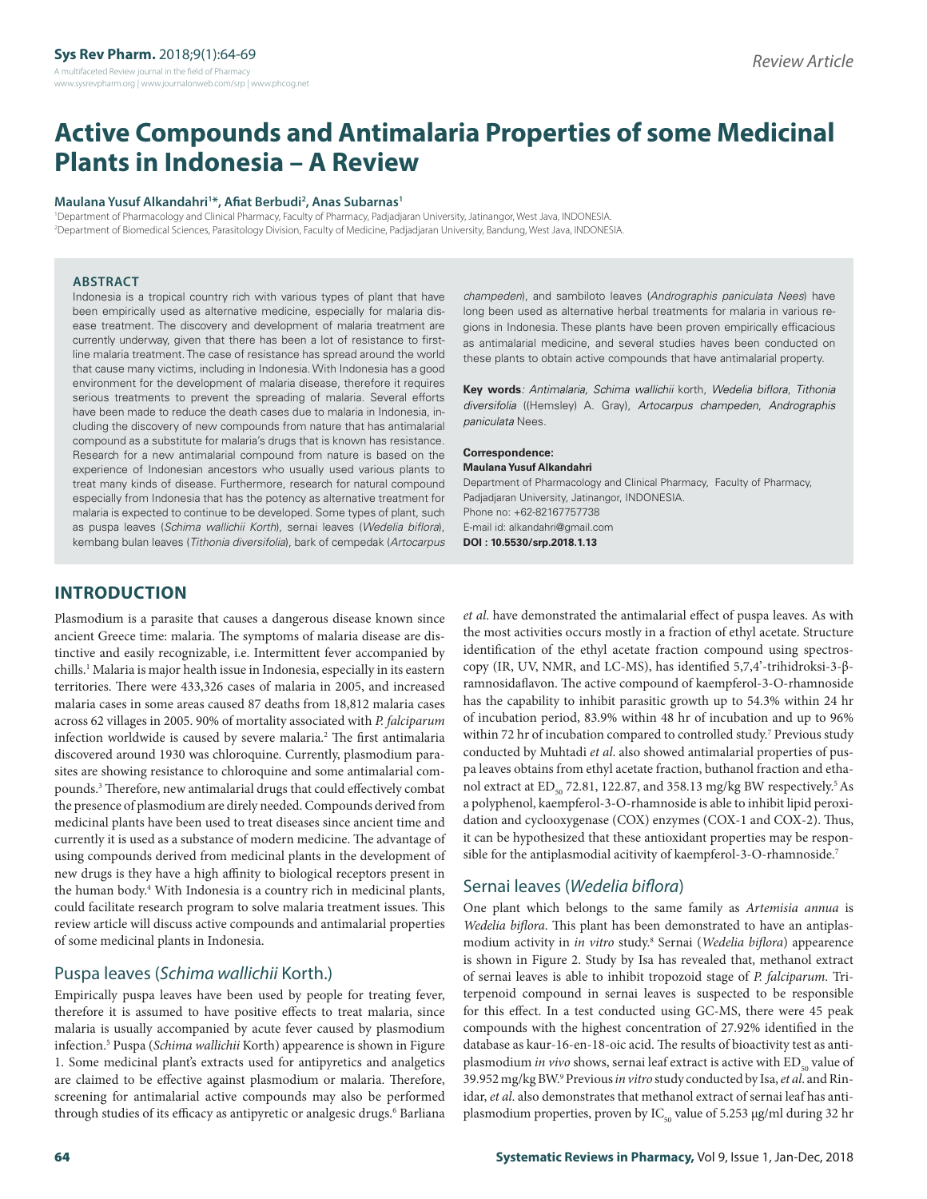Review Article

# Active Compounds and Antimalaria Properties of some Medicinal Plants in Indonesia – A Review

**Maulana Yusuf Alkandahri[1]*, Afiat Berbudi[2], Anas Subarnas[1]**

[1]Department of Pharmacology and Clinical Pharmacy, Faculty of Pharmacy, Padjadjaran University, Jatinangor, West Java, INDONESIA.
[2]Department of Biomedical Sciences, Parasitology Division, Faculty of Medicine, Padjadjaran University, Bandung, West Java, INDONESIA.

## ABSTRACT

Indonesia is a tropical country rich with various types of plant that have been empirically used as alternative medicine, especially for malaria disease treatment. The discovery and development of malaria treatment are currently underway, given that there has been a lot of resistance to first-line malaria treatment. The case of resistance has spread around the world that cause many victims, including in Indonesia. With Indonesia has a good environment for the development of malaria disease, therefore it requires serious treatments to prevent the spreading of malaria. Several efforts have been made to reduce the death cases due to malaria in Indonesia, including the discovery of new compounds from nature that has antimalarial compound as a substitute for malaria's drugs that is known has resistance. Research for a new antimalarial compound from nature is based on the experience of Indonesian ancestors who usually used various plants to treat many kinds of disease. Furthermore, research for natural compound especially from Indonesia that has the potency as alternative treatment for malaria is expected to continue to be developed. Some types of plant, such as puspa leaves (*Schima wallichii Korth*), sernai leaves (*Wedelia biflora*), kembang bulan leaves (*Tithonia diversifolia*), bark of cempedak (*Artocarpus champeden*), and sambiloto leaves (*Andrographis paniculata Nees*) have long been used as alternative herbal treatments for malaria in various regions in Indonesia. These plants have been proven empirically efficacious as antimalarial medicine, and several studies haves been conducted on these plants to obtain active compounds that have antimalarial property.

**Key words**: *Antimalaria, Schima wallichii* korth, *Wedelia biflora*, *Tithonia diversifolia* ((Hemsley) A. Gray), *Artocarpus champeden*, *Andrographis paniculata* Nees.

**Correspondence:**
**Maulana Yusuf Alkandahri**
Department of Pharmacology and Clinical Pharmacy, Faculty of Pharmacy, Padjadjaran University, Jatinangor, INDONESIA.
Phone no: +62-82167757738
E-mail id: alkandahri@gmail.com
**DOI : 10.5530/srp.2018.1.13**

## INTRODUCTION

Plasmodium is a parasite that causes a dangerous disease known since ancient Greece time: malaria. The symptoms of malaria disease are distinctive and easily recognizable, i.e. Intermittent fever accompanied by chills.[1] Malaria is major health issue in Indonesia, especially in its eastern territories. There were 433,326 cases of malaria in 2005, and increased malaria cases in some areas caused 87 deaths from 18,812 malaria cases across 62 villages in 2005. 90% of mortality associated with *P. falciparum* infection worldwide is caused by severe malaria.[2] The first antimalaria discovered around 1930 was chloroquine. Currently, plasmodium parasites are showing resistance to chloroquine and some antimalarial compounds.[3] Therefore, new antimalarial drugs that could effectively combat the presence of plasmodium are direly needed. Compounds derived from medicinal plants have been used to treat diseases since ancient time and currently it is used as a substance of modern medicine. The advantage of using compounds derived from medicinal plants in the development of new drugs is they have a high affinity to biological receptors present in the human body.[4] With Indonesia is a country rich in medicinal plants, could facilitate research program to solve malaria treatment issues. This review article will discuss active compounds and antimalarial properties of some medicinal plants in Indonesia.

## Puspa leaves (*Schima wallichii* Korth.)

Empirically puspa leaves have been used by people for treating fever, therefore it is assumed to have positive effects to treat malaria, since malaria is usually accompanied by acute fever caused by plasmodium infection.[5] Puspa (*Schima wallichii* Korth) appearence is shown in Figure 1. Some medicinal plant's extracts used for antipyretics and analgetics are claimed to be effective against plasmodium or malaria. Therefore, screening for antimalarial active compounds may also be performed through studies of its efficacy as antipyretic or analgesic drugs.[6] Barliana *et al*. have demonstrated the antimalarial effect of puspa leaves. As with the most activities occurs mostly in a fraction of ethyl acetate. Structure identification of the ethyl acetate fraction compound using spectroscopy (IR, UV, NMR, and LC-MS), has identified 5,7,4'-trihidroksi-3-β-ramnosidaflavon. The active compound of kaempferol-3-O-rhamnoside has the capability to inhibit parasitic growth up to 54.3% within 24 hr of incubation period, 83.9% within 48 hr of incubation and up to 96% within 72 hr of incubation compared to controlled study.[7] Previous study conducted by Muhtadi *et al*. also showed antimalarial properties of puspa leaves obtains from ethyl acetate fraction, buthanol fraction and ethanol extract at $ED_{50}$ 72.81, 122.87, and 358.13 mg/kg BW respectively.[5] As a polyphenol, kaempferol-3-O-rhamnoside is able to inhibit lipid peroxidation and cyclooxygenase (COX) enzymes (COX-1 and COX-2). Thus, it can be hypothesized that these antioxidant properties may be responsible for the antiplasmodial acitivity of kaempferol-3-O-rhamnoside.[7]

## Sernai leaves (*Wedelia biflora*)

One plant which belongs to the same family as *Artemisia annua* is *Wedelia biflora*. This plant has been demonstrated to have an antiplasmodium activity in *in vitro* study.[8] Sernai (*Wedelia biflora*) appearence is shown in Figure 2. Study by Isa has revealed that, methanol extract of sernai leaves is able to inhibit tropozoid stage of *P. falciparum*. Triterpenoid compound in sernai leaves is suspected to be responsible for this effect. In a test conducted using GC-MS, there were 45 peak compounds with the highest concentration of 27.92% identified in the database as kaur-16-en-18-oic acid. The results of bioactivity test as antiplasmodium *in vivo* shows, sernai leaf extract is active with $ED_{50}$ value of 39.952 mg/kg BW.[9] Previous *in vitro* study conducted by Isa, *et al*. and Rinidar, *et al*. also demonstrates that methanol extract of sernai leaf has antiplasmodium properties, proven by $IC_{50}$ value of 5.253 µg/ml during 32 hr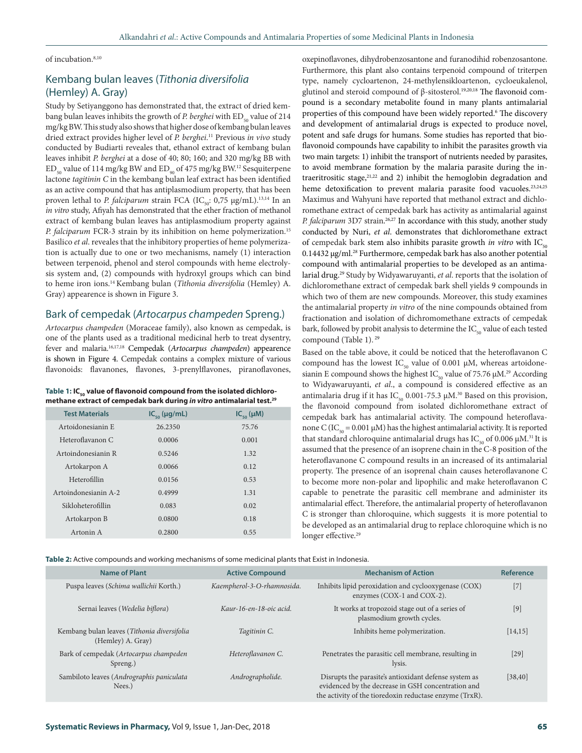of incubation.[8,10]

## Kembang bulan leaves (*Tithonia diversifolia* (Hemley) A. Gray)

Study by Setiyanggono has demonstrated that, the extract of dried kembang bulan leaves inhibits the growth of *P. berghei* with $ED_{50}$ value of 214 mg/kg BW. This study also shows that higher dose of kembang bulan leaves dried extract provides higher level of *P. berghei*.[11] Previous *in vivo* study conducted by Budiarti reveales that, ethanol extract of kembang bulan leaves inhibit *P. berghei* at a dose of 40; 80; 160; and 320 mg/kg BB with $ED_{50}$ value of 114 mg/kg BW and $ED_{90}$ of 475 mg/kg BW.[12] Sesquiterpene lactone *tagitinin C* in the kembang bulan leaf extract has been identified as an active compound that has antiplasmodium property, that has been proven lethal to *P. falciparum* strain FCA ($IC_{50}$: 0,75 µg/mL).[13,14] In an *in vitro* study, Afiyah has demonstrated that the ether fraction of methanol extract of kembang bulan leaves has antiplasmodium property against *P. falciparum* FCR-3 strain by its inhibition on heme polymerization.[15] Basilico *et al*. reveales that the inhibitory properties of heme polymerization is actually due to one or two mechanisms, namely (1) interaction between terpenoid, phenol and sterol compounds with heme electrolysis system and, (2) compounds with hydroxyl groups which can bind to heme iron ions.[14] Kembang bulan (*Tithonia diversifolia* (Hemley) A. Gray) appearence is shown in Figure 3.

## Bark of cempedak (*Artocarpus champeden* Spreng.)

*Artocarpus champeden* (Moraceae family), also known as cempedak, is one of the plants used as a traditional medicinal herb to treat dysentry, fever and malaria.[16,17,18] Cempedak (*Artocarpus champeden*) appearence is shown in Figure 4. Cempedak contains a complex mixture of various flavonoids: flavanones, flavones, 3-prenylflavones, piranoflavones, oxepinoflavones, dihydrobenzosantone and furanodihid robenzosantone. Furthermore, this plant also contains terpenoid compound of triterpen type, namely cycloartenon, 24-methylensikloartenon, cycloeukalenol, glutinol and steroid compound of β-sitosterol.[19,20,18] The flavonoid compound is a secondary metabolite found in many plants antimalarial properties of this compound have been widely reported.[6] The discovery and development of antimalarial drugs is expected to produce novel, potent and safe drugs for humans. Some studies has reported that bioflavonoid compounds have capability to inhibit the parasites growth via two main targets: 1) inhibit the transport of nutrients needed by parasites, to avoid membrane formation by the malaria parasite during the intraeritrositic stage,[21,22] and 2) inhibit the hemoglobin degradation and heme detoxification to prevent malaria parasite food vacuoles.[23,24,25] Maximus and Wahyuni have reported that methanol extract and dichloromethane extract of cempedak bark has activity as antimalarial against *P. falciparum* 3D7 strain.[26,27] In accordance with this study, another study conducted by Nuri, *et al*. demonstrates that dichloromethane extract of cempedak bark stem also inhibits parasite growth *in vitro* with $IC_{50}$ 0.14432 µg/ml.[28] Furthermore, cempedak bark has also another potential compound with antimalarial properties to be developed as an antimalarial drug.[29] Study by Widyawaruyanti, *et al*. reports that the isolation of dichloromethane extract of cempedak bark shell yields 9 compounds in which two of them are new compounds. Moreover, this study examines the antimalarial property *in vitro* of the nine compounds obtained from fractionation and isolation of dichromomethane extracts of cempedak bark, followed by probit analysis to determine the $IC_{50}$ value of each tested compound (Table 1).[29]

**Table 1: $IC_{50}$ value of flavonoid compound from the isolated dichloromethane extract of cempedak bark during *in vitro* antimalarial test.[29]**

| Test Materials | $IC_{50}$ (µg/mL) | $IC_{50}$ (µM) |
|---|---|---|
| Artoidonesianin E | 26.2350 | 75.76 |
| Heteroflavanon C | 0.0006 | 0.001 |
| Artoindonesianin R | 0.5246 | 1.32 |
| Artokarpon A | 0.0066 | 0.12 |
| Heterofillin | 0.0156 | 0.53 |
| Artoindonesianin A-2 | 0.4999 | 1.31 |
| Sikloheterofillin | 0.083 | 0.02 |
| Artokarpon B | 0.0800 | 0.18 |
| Artonin A | 0.2800 | 0.55 |

Based on the table above, it could be noticed that the heteroflavanon C compound has the lowest $IC_{50}$ value of 0.001 µM, whereas artoidonesianin E compound shows the highest $IC_{50}$ value of 75.76 µM.[29] According to Widyawaruyanti, *et al*., a compound is considered effective as an antimalaria drug if it has $IC_{50}$ 0.001-75.3 µM.[30] Based on this provision, the flavonoid compound from isolated dichloromethane extract of cempedak bark has antimalarial activity. The compound heteroflavanone C ($IC_{50}$ = 0.001 µM) has the highest antimalarial activity. It is reported that standard chloroquine antimalarial drugs has $IC_{50}$ of 0.006 µM.[31] It is assumed that the presence of an isoprene chain in the C-8 position of the heteroflavanone C compound results in an increased of its antimalarial property. The presence of an isoprenal chain causes heteroflavanone C to become more non-polar and lipophilic and make heteroflavanon C capable to penetrate the parasitic cell membrane and administer its antimalarial effect. Therefore, the antimalarial property of heteroflavanon C is stronger than chloroquine, which suggests it is more potential to be developed as an antimalarial drug to replace chloroquine which is no longer effective.[29]

**Table 2:** Active compounds and working mechanisms of some medicinal plants that Exist in Indonesia.

| Name of Plant | Active Compound | Mechanism of Action | Reference |
|---|---|---|---|
| Puspa leaves (*Schima wallichii* Korth.) | *Kaempherol-3-O-rhamnosida.* | Inhibits lipid peroxidation and cyclooxygenase (COX) enzymes (COX-1 and COX-2). | [7] |
| Sernai leaves (*Wedelia biflora*) | *Kaur-16-en-18-oic acid.* | It works at tropozoid stage out of a series of plasmodium growth cycles. | [9] |
| Kembang bulan leaves (*Tithonia diversifolia* (Hemley) A. Gray) | *Tagitinin C.* | Inhibits heme polymerization. | [14,15] |
| Bark of cempedak (*Artocarpus champeden* Spreng.) | *Heteroflavanon C.* | Penetrates the parasitic cell membrane, resulting in lysis. | [29] |
| Sambiloto leaves (*Andrographis paniculata* Nees.) | *Andrographolide.* | Disrupts the parasite's antioxidant defense system as evidenced by the decrease in GSH concentration and the activity of the tioredoxin reductase enzyme (TrxR). | [38,40] |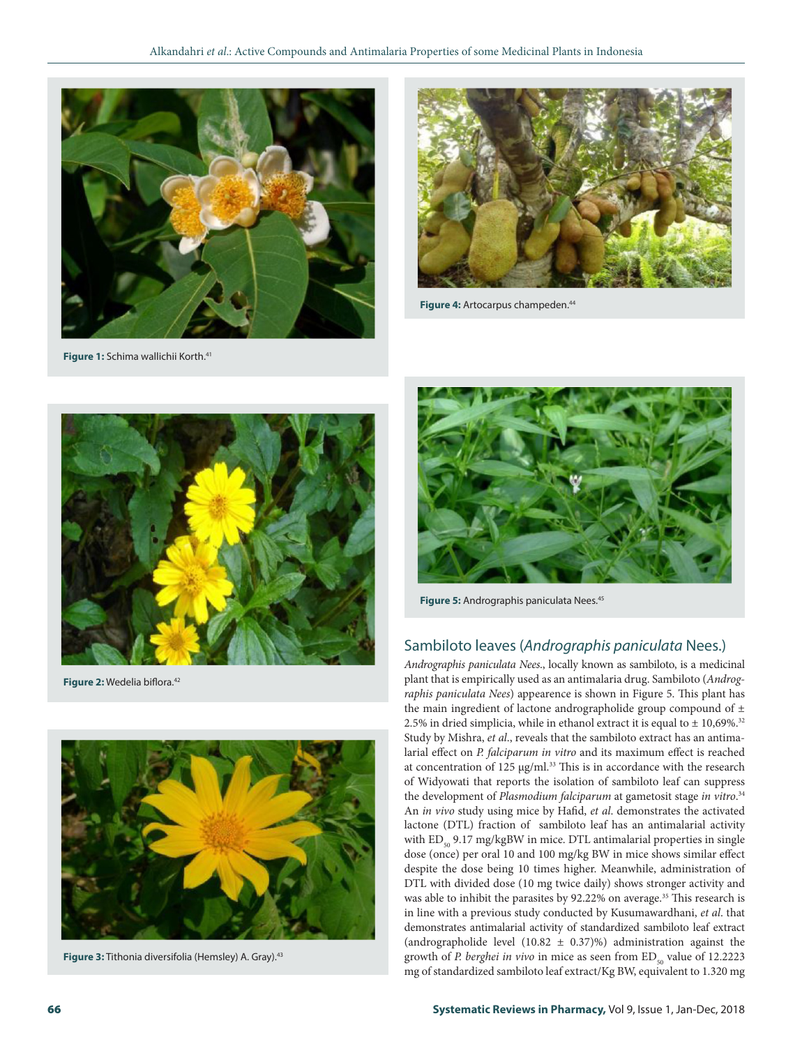Figure 1: Schima wallichii Korth.[41]

Figure 4: Artocarpus champeden.[44]

Figure 2: Wedelia biflora.[42]

Figure 3: Tithonia diversifolia (Hemsley) A. Gray).[43]

Figure 5: Andrographis paniculata Nees.[45]

## Sambiloto leaves (*Andrographis paniculata* Nees.)

*Andrographis paniculata Nees*., locally known as sambiloto, is a medicinal plant that is empirically used as an antimalaria drug. Sambiloto (*Andrographis paniculata Nees*) appearence is shown in Figure 5. This plant has the main ingredient of lactone andrographolide group compound of ± 2.5% in dried simplicia, while in ethanol extract it is equal to ± 10,69%.[32] Study by Mishra, *et al*., reveals that the sambiloto extract has an antimalarial effect on *P. falciparum in vitro* and its maximum effect is reached at concentration of 125 µg/ml.[33] This is in accordance with the research of Widyowati that reports the isolation of sambiloto leaf can suppress the development of *Plasmodium falciparum* at gametosit stage *in vitro*.[34] An *in vivo* study using mice by Hafid, *et al*. demonstrates the activated lactone (DTL) fraction of sambiloto leaf has an antimalarial activity with $ED_{50}$ 9.17 mg/kgBW in mice. DTL antimalarial properties in single dose (once) per oral 10 and 100 mg/kg BW in mice shows similar effect despite the dose being 10 times higher. Meanwhile, administration of DTL with divided dose (10 mg twice daily) shows stronger activity and was able to inhibit the parasites by 92.22% on average.[35] This research is in line with a previous study conducted by Kusumawardhani, *et al*. that demonstrates antimalarial activity of standardized sambiloto leaf extract (andrographolide level (10.82 ± 0.37)%) administration against the growth of *P. berghei in vivo* in mice as seen from $ED_{50}$ value of 12.2223 mg of standardized sambiloto leaf extract/Kg BW, equivalent to 1.320 mg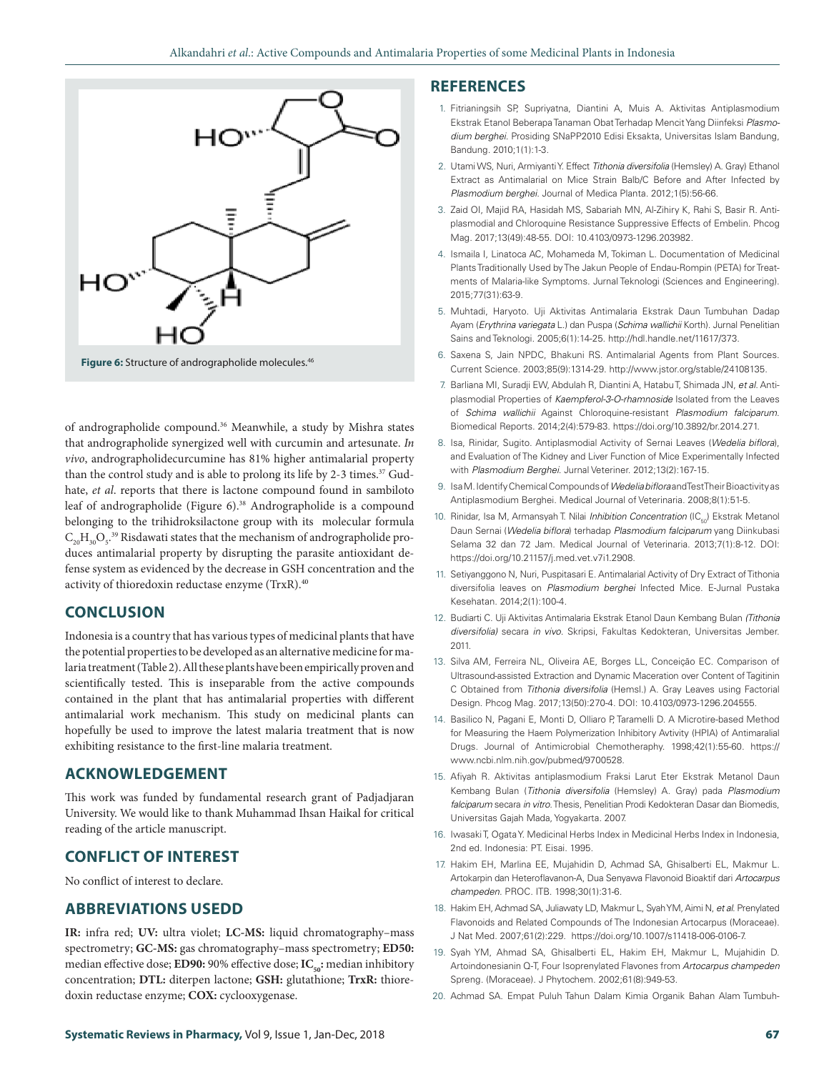Figure 6: Structure of andrographolide molecules.[46]

of andrographolide compound.[36] Meanwhile, a study by Mishra states that andrographolide synergized well with curcumin and artesunate. *In vivo*, andrographolidecurcumine has 81% higher antimalarial property than the control study and is able to prolong its life by 2-3 times.[37] Gudhate, *et al*. reports that there is lactone compound found in sambiloto leaf of andrographolide (Figure 6).[38] Andrographolide is a compound belonging to the trihidroksilactone group with its molecular formula $C_{20}H_{30}O_5$.[39] Risdawati states that the mechanism of andrographolide produces antimalarial property by disrupting the parasite antioxidant defense system as evidenced by the decrease in GSH concentration and the activity of thioredoxin reductase enzyme (TrxR).[40]

## CONCLUSION

Indonesia is a country that has various types of medicinal plants that have the potential properties to be developed as an alternative medicine for malaria treatment (Table 2). All these plants have been empirically proven and scientifically tested. This is inseparable from the active compounds contained in the plant that has antimalarial properties with different antimalarial work mechanism. This study on medicinal plants can hopefully be used to improve the latest malaria treatment that is now exhibiting resistance to the first-line malaria treatment.

## ACKNOWLEDGEMENT

This work was funded by fundamental research grant of Padjadjaran University. We would like to thank Muhammad Ihsan Haikal for critical reading of the article manuscript.

## CONFLICT OF INTEREST

No conflict of interest to declare.

## ABBREVIATIONS USEDD

**IR:** infra red; **UV:** ultra violet; **LC-MS:** liquid chromatography–mass spectrometry; **GC-MS:** gas chromatography–mass spectrometry; **ED50:** median effective dose; **ED90:** 90% effective dose; **$IC_{50}$:** median inhibitory concentration; **DTL:** diterpen lactone; **GSH:** glutathione; **TrxR:** thioredoxin reductase enzyme; **COX:** cyclooxygenase.

## REFERENCES

1. Fitrianingsih SP, Supriyatna, Diantini A, Muis A. Aktivitas Antiplasmodium Ekstrak Etanol Beberapa Tanaman Obat Terhadap Mencit Yang Diinfeksi *Plasmodium berghei*. Prosiding SNaPP2010 Edisi Eksakta, Universitas Islam Bandung, Bandung. 2010;1(1):1-3.
2. Utami WS, Nuri, Armiyanti Y. Effect *Tithonia diversifolia* (Hemsley) A. Gray) Ethanol Extract as Antimalarial on Mice Strain Balb/C Before and After Infected by *Plasmodium berghei*. Journal of Medica Planta. 2012;1(5):56-66.
3. Zaid OI, Majid RA, Hasidah MS, Sabariah MN, Al-Zihiry K, Rahi S, Basir R. Antiplasmodial and Chloroquine Resistance Suppressive Effects of Embelin. Phcog Mag. 2017;13(49):48-55. DOI: 10.4103/0973-1296.203982.
4. Ismaila I, Linatoca AC, Mohameda M, Tokiman L. Documentation of Medicinal Plants Traditionally Used by The Jakun People of Endau-Rompin (PETA) for Treatments of Malaria-like Symptoms. Jurnal Teknologi (Sciences and Engineering). 2015;77(31):63-9.
5. Muhtadi, Haryoto. Uji Aktivitas Antimalaria Ekstrak Daun Tumbuhan Dadap Ayam (*Erythrina variegata* L.) dan Puspa (*Schima wallichii* Korth). Jurnal Penelitian Sains and Teknologi. 2005;6(1):14-25. http://hdl.handle.net/11617/373.
6. Saxena S, Jain NPDC, Bhakuni RS. Antimalarial Agents from Plant Sources. Current Science. 2003;85(9):1314-29. http://www.jstor.org/stable/24108135.
7. Barliana MI, Suradji EW, Abdulah R, Diantini A, Hatabu T, Shimada JN, *et al*. Antiplasmodial Properties of *Kaempferol-3-O-rhamnoside* Isolated from the Leaves of *Schima wallichii* Against Chloroquine-resistant *Plasmodium falciparum*. Biomedical Reports. 2014;2(4):579-83. https://doi.org/10.3892/br.2014.271.
8. Isa, Rinidar, Sugito. Antiplasmodial Activity of Sernai Leaves (*Wedelia biflora*), and Evaluation of The Kidney and Liver Function of Mice Experimentally Infected with *Plasmodium Berghei*. Jurnal Veteriner. 2012;13(2):167-15.
9. Isa M. Identify Chemical Compounds of *Wedelia biflora* and Test Their Bioactivity as Antiplasmodium Berghei. Medical Journal of Veterinaria. 2008;8(1):51-5.
10. Rinidar, Isa M, Armansyah T. Nilai *Inhibition Concentration* ($IC_{50}$) Ekstrak Metanol Daun Sernai (*Wedelia biflora*) terhadap *Plasmodium falciparum* yang Diinkubasi Selama 32 dan 72 Jam. Medical Journal of Veterinaria. 2013;7(1):8-12. DOI: https://doi.org/10.21157/j.med.vet.v7i1.2908.
11. Setiyanggono N, Nuri, Puspitasari E. Antimalarial Activity of Dry Extract of Tithonia diversifolia leaves on *Plasmodium berghei* Infected Mice. E-Jurnal Pustaka Kesehatan. 2014;2(1):100-4.
12. Budiarti C. Uji Aktivitas Antimalaria Ekstrak Etanol Daun Kembang Bulan *(Tithonia diversifolia)* secara *in vivo*. Skripsi, Fakultas Kedokteran, Universitas Jember. 2011.
13. Silva AM, Ferreira NL, Oliveira AE, Borges LL, Conceição EC. Comparison of Ultrasound-assisted Extraction and Dynamic Maceration over Content of Tagitinin C Obtained from *Tithonia diversifolia* (Hemsl.) A. Gray Leaves using Factorial Design. Phcog Mag. 2017;13(50):270-4. DOI: 10.4103/0973-1296.204555.
14. Basilico N, Pagani E, Monti D, Olliaro P, Taramelli D. A Microtire-based Method for Measuring the Haem Polymerization Inhibitory Avtivity (HPIA) of Antimalarial Drugs. Journal of Antimicrobial Chemotheraphy. 1998;42(1):55-60. https://www.ncbi.nlm.nih.gov/pubmed/9700528.
15. Afiyah R. Aktivitas antiplasmodium Fraksi Larut Eter Ekstrak Metanol Daun Kembang Bulan (*Tithonia diversifolia* (Hemsley) A. Gray) pada *Plasmodium falciparum* secara *in vitro*. Thesis, Penelitian Prodi Kedokteran Dasar dan Biomedis, Universitas Gajah Mada, Yogyakarta. 2007.
16. Iwasaki T, Ogata Y. Medicinal Herbs Index in Medicinal Herbs Index in Indonesia, 2nd ed. Indonesia: PT. Eisai. 1995.
17. Hakim EH, Marlina EE, Mujahidin D, Achmad SA, Ghisalberti EL, Makmur L. Artokarpin dan Heteroflavanon-A, Dua Senyawa Flavonoid Bioaktif dari *Artocarpus champeden*. PROC. ITB. 1998;30(1):31-6.
18. Hakim EH, Achmad SA, Juliawaty LD, Makmur L, Syah YM, Aimi N, *et al*. Prenylated Flavonoids and Related Compounds of The Indonesian Artocarpus (Moraceae). J Nat Med. 2007;61(2):229. https://doi.org/10.1007/s11418-006-0106-7.
19. Syah YM, Ahmad SA, Ghisalberti EL, Hakim EH, Makmur L, Mujahidin D. Artoindonesianin Q-T, Four Isoprenylated Flavones from *Artocarpus champeden* Spreng. (Moraceae). J Phytochem. 2002;61(8):949-53.
20. Achmad SA. Empat Puluh Tahun Dalam Kimia Organik Bahan Alam Tumbuh-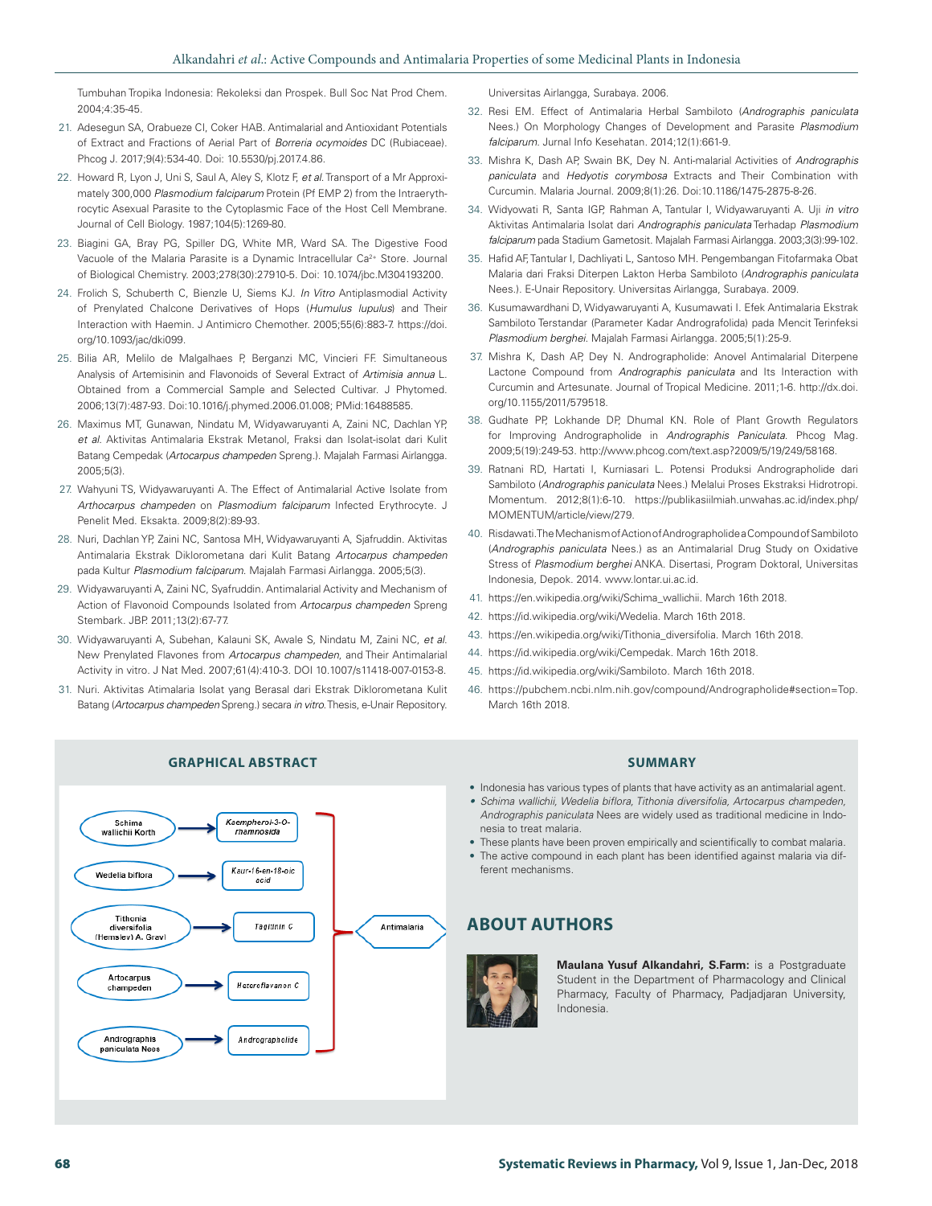Tumbuhan Tropika Indonesia: Rekoleksi dan Prospek. Bull Soc Nat Prod Chem. 2004;4:35-45.

21. Adesegun SA, Orabueze CI, Coker HAB. Antimalarial and Antioxidant Potentials of Extract and Fractions of Aerial Part of *Borreria ocymoides* DC (Rubiaceae). Phcog J. 2017;9(4):534-40. Doi: 10.5530/pj.2017.4.86.
22. Howard R, Lyon J, Uni S, Saul A, Aley S, Klotz F, *et al.* Transport of a Mr Approximately 300,000 *Plasmodium falciparum* Protein (Pf EMP 2) from the Intraerythrocytic Asexual Parasite to the Cytoplasmic Face of the Host Cell Membrane. Journal of Cell Biology. 1987;104(5):1269-80.
23. Biagini GA, Bray PG, Spiller DG, White MR, Ward SA. The Digestive Food Vacuole of the Malaria Parasite is a Dynamic Intracellular $Ca^{2+}$ Store. Journal of Biological Chemistry. 2003;278(30):27910-5. Doi: 10.1074/jbc.M304193200.
24. Frolich S, Schuberth C, Bienzle U, Siems KJ. *In Vitro* Antiplasmodial Activity of Prenylated Chalcone Derivatives of Hops (*Humulus lupulus*) and Their Interaction with Haemin. J Antimicro Chemother. 2005;55(6):883-7. https://doi.org/10.1093/jac/dki099.
25. Bilia AR, Melilo de Malgalhaes P, Berganzi MC, Vincieri FF. Simultaneous Analysis of Artemisinin and Flavonoids of Several Extract of *Artimisia annua* L. Obtained from a Commercial Sample and Selected Cultivar. J Phytomed. 2006;13(7):487-93. Doi:10.1016/j.phymed.2006.01.008; PMid:16488585.
26. Maximus MT, Gunawan, Nindatu M, Widyawaruyanti A, Zaini NC, Dachlan YP, *et al.* Aktivitas Antimalaria Ekstrak Metanol, Fraksi dan Isolat-isolat dari Kulit Batang Cempedak (*Artocarpus champeden* Spreng.). Majalah Farmasi Airlangga. 2005;5(3).
27. Wahyuni TS, Widyawaruyanti A. The Effect of Antimalarial Active Isolate from *Arthocarpus champeden* on *Plasmodium falciparum* Infected Erythrocyte. J Penelit Med. Eksakta. 2009;8(2):89-93.
28. Nuri, Dachlan YP, Zaini NC, Santosa MH, Widyawaruyanti A, Sjafruddin. Aktivitas Antimalaria Ekstrak Diklorometana dari Kulit Batang *Artocarpus champeden* pada Kultur *Plasmodium falciparum*. Majalah Farmasi Airlangga. 2005;5(3).
29. Widyawaruyanti A, Zaini NC, Syafruddin. Antimalarial Activity and Mechanism of Action of Flavonoid Compounds Isolated from *Artocarpus champeden* Spreng Stembark. JBP. 2011;13(2):67-77.
30. Widyawaruyanti A, Subehan, Kalauni SK, Awale S, Nindatu M, Zaini NC, *et al.* New Prenylated Flavones from *Artocarpus champeden*, and Their Antimalarial Activity in vitro. J Nat Med. 2007;61(4):410-3. DOI 10.1007/s11418-007-0153-8.
31. Nuri. Aktivitas Atimalaria Isolat yang Berasal dari Ekstrak Diklorometana Kulit Batang (*Artocarpus champeden* Spreng.) secara *in vitro*. Thesis, e-Unair Repository. Universitas Airlangga, Surabaya. 2006.
32. Resi EM. Effect of Antimalaria Herbal Sambiloto (*Andrographis paniculata* Nees.) On Morphology Changes of Development and Parasite *Plasmodium falciparum*. Jurnal Info Kesehatan. 2014;12(1):661-9.
33. Mishra K, Dash AP, Swain BK, Dey N. Anti-malarial Activities of *Andrographis paniculata* and *Hedyotis corymbosa* Extracts and Their Combination with Curcumin. Malaria Journal. 2009;8(1):26. Doi:10.1186/1475-2875-8-26.
34. Widyowati R, Santa IGP, Rahman A, Tantular I, Widyawaruyanti A. Uji *in vitro* Aktivitas Antimalaria Isolat dari *Andrographis paniculata* Terhadap *Plasmodium falciparum* pada Stadium Gametosit. Majalah Farmasi Airlangga. 2003;3(3):99-102.
35. Hafid AF, Tantular I, Dachliyati L, Santoso MH. Pengembangan Fitofarmaka Obat Malaria dari Fraksi Diterpen Lakton Herba Sambiloto (*Andrographis paniculata* Nees.). E-Unair Repository. Universitas Airlangga, Surabaya. 2009.
36. Kusumawardhani D, Widyawaruyanti A, Kusumawati I. Efek Antimalaria Ekstrak Sambiloto Terstandar (Parameter Kadar Andrografolida) pada Mencit Terinfeksi *Plasmodium berghei*. Majalah Farmasi Airlangga. 2005;5(1):25-9.
37. Mishra K, Dash AP, Dey N. Andrographolide: Anovel Antimalarial Diterpene Lactone Compound from *Andrographis paniculata* and Its Interaction with Curcumin and Artesunate. Journal of Tropical Medicine. 2011;1-6. http://dx.doi.org/10.1155/2011/579518.
38. Gudhate PP, Lokhande DP, Dhumal KN. Role of Plant Growth Regulators for Improving Andrographolide in *Andrographis Paniculata*. Phcog Mag. 2009;5(19):249-53. http://www.phcog.com/text.asp?2009/5/19/249/58168.
39. Ratnani RD, Hartati I, Kurniasari L. Potensi Produksi Andrographolide dari Sambiloto (*Andrographis paniculata* Nees.) Melalui Proses Ekstraksi Hidrotropi. Momentum. 2012;8(1):6-10. https://publikasiilmiah.unwahas.ac.id/index.php/MOMENTUM/article/view/279.
40. Risdawati. The Mechanism of Action of Andrographolide a Compound of Sambiloto (*Andrographis paniculata* Nees.) as an Antimalarial Drug Study on Oxidative Stress of *Plasmodium berghei* ANKA. Disertasi, Program Doktoral, Universitas Indonesia, Depok. 2014. www.lontar.ui.ac.id.
41. https://en.wikipedia.org/wiki/Schima_wallichii. March 16th 2018.
42. https://id.wikipedia.org/wiki/Wedelia. March 16th 2018.
43. https://en.wikipedia.org/wiki/Tithonia_diversifolia. March 16th 2018.
44. https://id.wikipedia.org/wiki/Cempedak. March 16th 2018.
45. https://id.wikipedia.org/wiki/Sambiloto. March 16th 2018.
46. https://pubchem.ncbi.nlm.nih.gov/compound/Andrographolide#section=Top. March 16th 2018.

## GRAPHICAL ABSTRACT

Schima wallichii Korth → Kaempherol-3-O-rhamnoside
Wedelia biflora → Kaur-16-en-18-oic acid
Tithonia diversifolia (Hemsley) A. Gray → Tagitinin C
Artocarpus champeden → Heteroflavanon C
Andrographis paniculata Nees → Andrographolide
→ Antimalaria

## SUMMARY

- Indonesia has various types of plants that have activity as an antimalarial agent.
- *Schima wallichii, Wedelia biflora, Tithonia diversifolia, Artocarpus champeden, Andrographis paniculata* Nees are widely used as traditional medicine in Indonesia to treat malaria.
- These plants have been proven empirically and scientifically to combat malaria.
- The active compound in each plant has been identified against malaria via different mechanisms.

## ABOUT AUTHORS

**Maulana Yusuf Alkandahri, S.Farm:** is a Postgraduate Student in the Department of Pharmacology and Clinical Pharmacy, Faculty of Pharmacy, Padjadjaran University, Indonesia.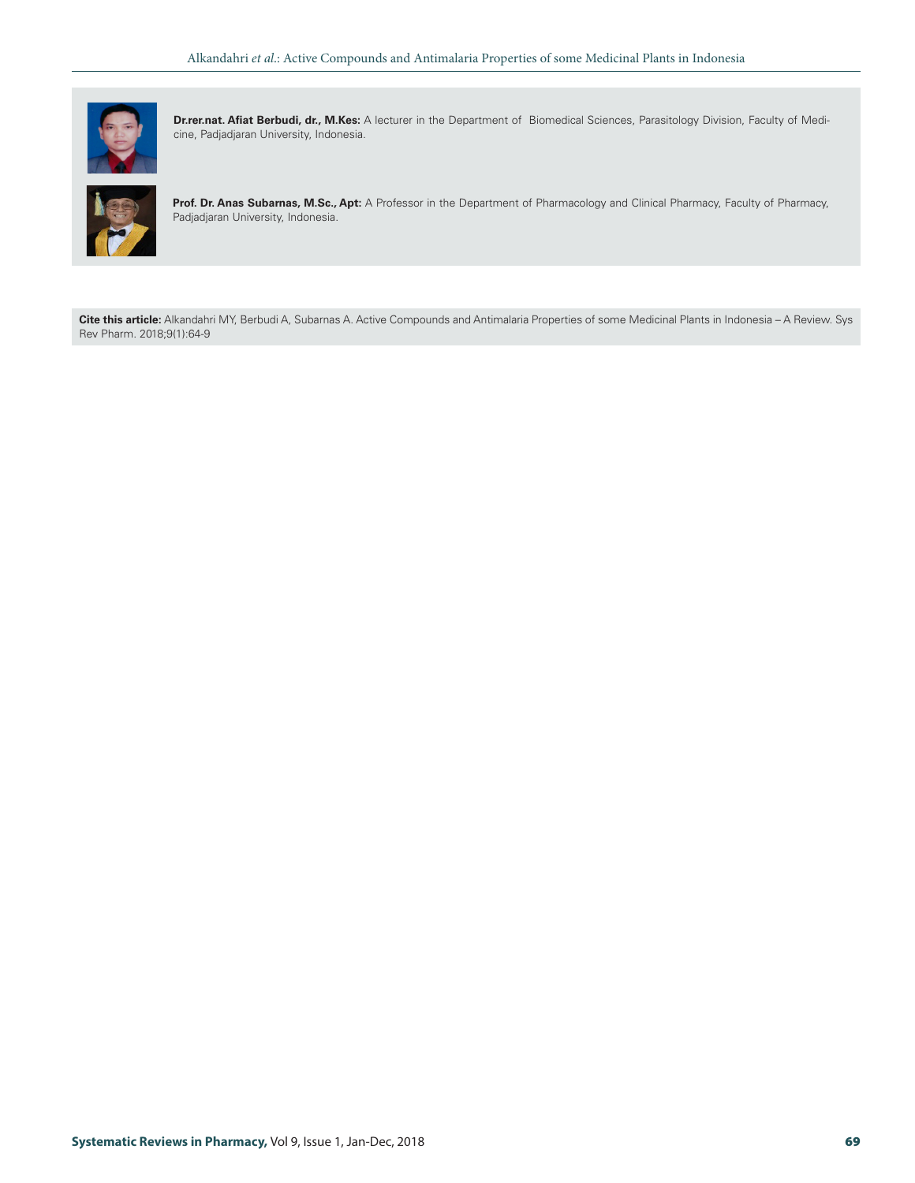**Dr.rer.nat. Afiat Berbudi, dr., M.Kes:** A lecturer in the Department of Biomedical Sciences, Parasitology Division, Faculty of Medicine, Padjadjaran University, Indonesia.

**Prof. Dr. Anas Subarnas, M.Sc., Apt:** A Professor in the Department of Pharmacology and Clinical Pharmacy, Faculty of Pharmacy, Padjadjaran University, Indonesia.

**Cite this article:** Alkandahri MY, Berbudi A, Subarnas A. Active Compounds and Antimalaria Properties of some Medicinal Plants in Indonesia – A Review. Sys Rev Pharm. 2018;9(1):64-9